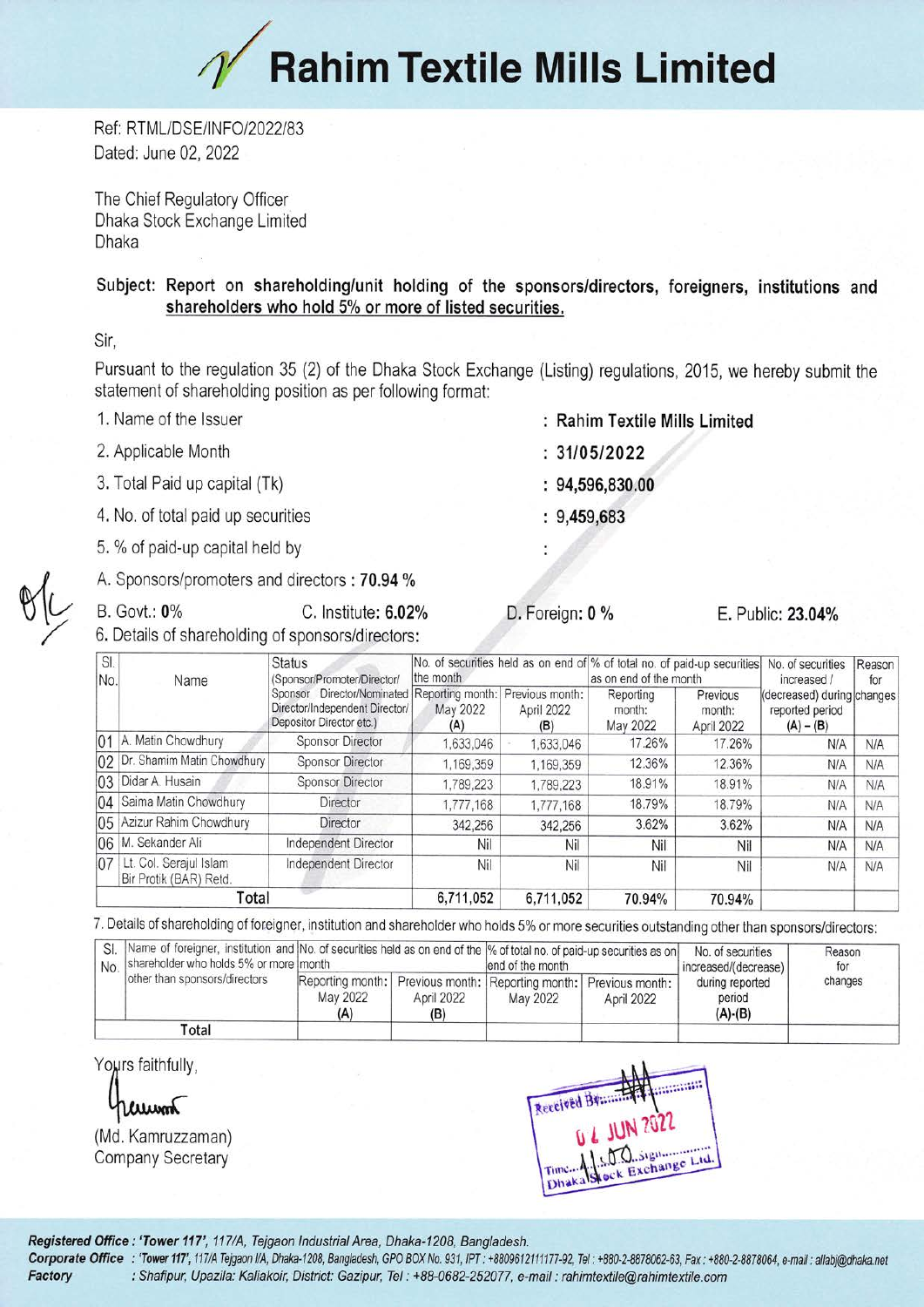# Rahim Textile Mills Limited

Ref: RTML/DSE/INFO/2022/83
Dated: June 02, 2022

The Chief Regulatory Officer
Dhaka Stock Exchange Limited
Dhaka

**Subject: Report on shareholding/unit holding of the sponsors/directors, foreigners, institutions and shareholders who hold 5% or more of listed securities.**

Sir,

Pursuant to the regulation 35 (2) of the Dhaka Stock Exchange (Listing) regulations, 2015, we hereby submit the statement of shareholding position as per following format:

1. Name of the Issuer : **Rahim Textile Mills Limited**
2. Applicable Month : **31/05/2022**
3. Total Paid up capital (Tk) : **94,596,830.00**
4. No. of total paid up securities : **9,459,683**
5. % of paid-up capital held by :

A. Sponsors/promoters and directors : **70.94 %**

B. Govt.: **0%** C. Institute: **6.02%** D. Foreign: **0 %** E. Public: **23.04%**

6. Details of shareholding of sponsors/directors:

| Sl. No. | Name | Status (Sponsor/Promoter/Director/ Sponsor Director/Nominated Director/Independent Director/ Depositor Director etc.) | No. of securities held as on end of the month | | % of total no. of paid-up securities as on end of the month | | No. of securities increased / (decreased) during reported period (A) – (B) | Reason for changes |
|---|---|---|---|---|---|---|---|---|
| | | | Reporting month: May 2022 (A) | Previous month: April 2022 (B) | Reporting month: May 2022 | Previous month: April 2022 | | |
| 01 | A. Matin Chowdhury | Sponsor Director | 1,633,046 | 1,633,046 | 17.26% | 17.26% | N/A | N/A |
| 02 | Dr. Shamim Matin Chowdhury | Sponsor Director | 1,169,359 | 1,169,359 | 12.36% | 12.36% | N/A | N/A |
| 03 | Didar A. Husain | Sponsor Director | 1,789,223 | 1,789,223 | 18.91% | 18.91% | N/A | N/A |
| 04 | Saima Matin Chowdhury | Director | 1,777,168 | 1,777,168 | 18.79% | 18.79% | N/A | N/A |
| 05 | Azizur Rahim Chowdhury | Director | 342,256 | 342,256 | 3.62% | 3.62% | N/A | N/A |
| 06 | M. Sekander Ali | Independent Director | Nil | Nil | Nil | Nil | N/A | N/A |
| 07 | Lt. Col. Serajul Islam Bir Protik (BAR) Retd. | Independent Director | Nil | Nil | Nil | Nil | N/A | N/A |
| | **Total** | | 6,711,052 | 6,711,052 | 70.94% | 70.94% | | |

7. Details of shareholding of foreigner, institution and shareholder who holds 5% or more securities outstanding other than sponsors/directors:

| Sl. No. | Name of foreigner, institution and shareholder who holds 5% or more other than sponsors/directors | No. of securities held as on end of the month | | % of total no. of paid-up securities as on end of the month | | No. of securities increased/(decrease) during reported period (A)-(B) | Reason for changes |
|---|---|---|---|---|---|---|---|
| | | Reporting month: May 2022 (A) | Previous month: April 2022 (B) | Reporting month: May 2022 | Previous month: April 2022 | | |
| | **Total** | | | | | | |

Yours faithfully,

(Md. Kamruzzaman)
Company Secretary

Received By: 02 JUN 2022 Time: 1.00 Sign: Dhaka Stock Exchange Ltd.

***Registered Office :*** *'Tower 117'*, *117/A, Tejgaon Industrial Area, Dhaka-1208, Bangladesh.*
***Corporate Office :*** *'Tower 117', 117/A Tejgaon I/A, Dhaka-1208, Bangladesh, GPO BOX No. 931, IPT : +8809612111177-92, Tel : +880-2-8878062-63, Fax : +880-2-8878064, e-mail : allabj@dhaka.net*
***Factory :*** *Shafipur, Upazila: Kaliakoir, District: Gazipur, Tel : +88-0682-252077, e-mail : rahimtextile@rahimtextile.com*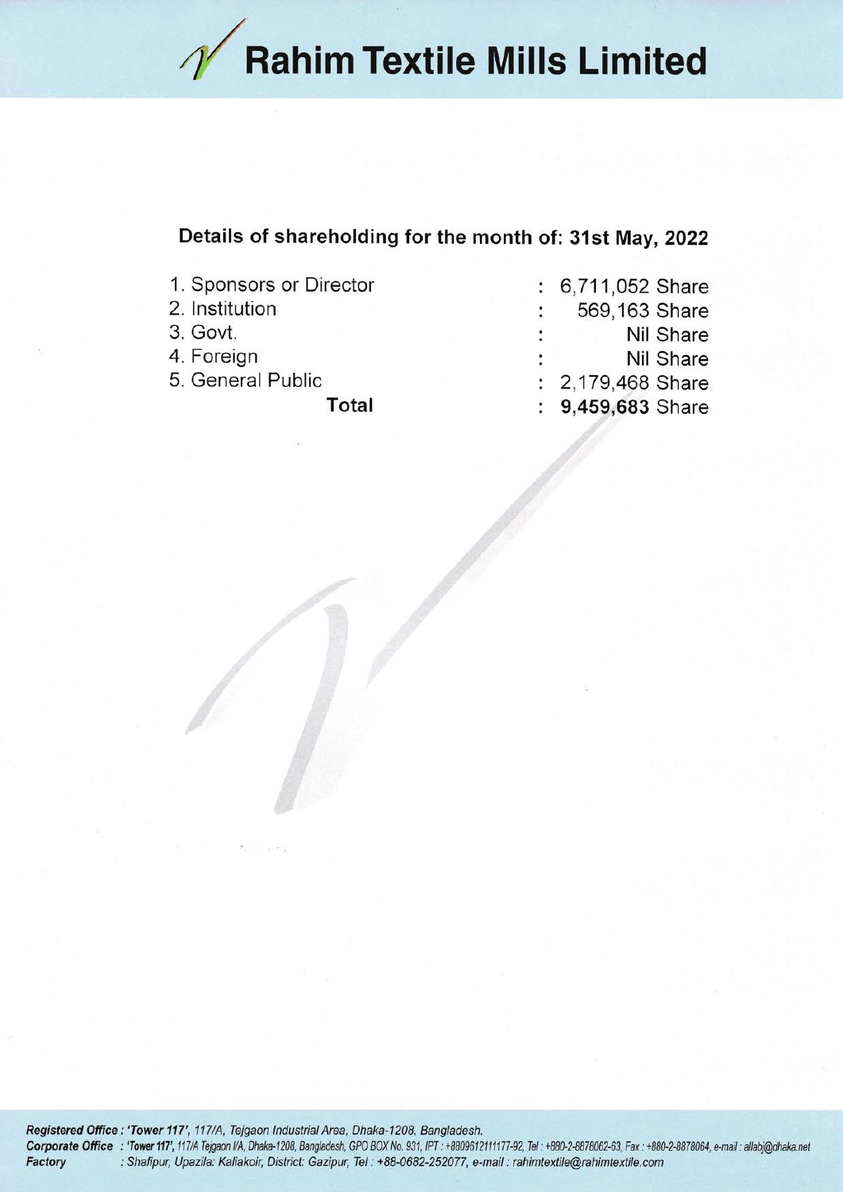# Rahim Textile Mills Limited

## Details of shareholding for the month of: 31st May, 2022

| | | |
|---|---|---|
| 1. Sponsors or Director | : | 6,711,052 Share |
| 2. Institution | : | 569,163 Share |
| 3. Govt. | : | Nil Share |
| 4. Foreign | : | Nil Share |
| 5. General Public | : | 2,179,468 Share |
| **Total** | : | **9,459,683** Share |

***Registered Office :*** *'Tower 117', 117/A, Tejgaon Industrial Area, Dhaka-1208, Bangladesh.*

***Corporate Office*** *: 'Tower 117', 117/A Tejgaon I/A, Dhaka-1208, Bangladesh, GPO BOX No. 931, IPT : +8809612111177-92, Tel : +880-2-8878062-63, Fax : +880-2-8878064, e-mail : allabj@dhaka.net*

***Factory*** *: Shafipur, Upazila: Kaliakoir, District: Gazipur, Tel : +88-0682-252077, e-mail : rahimtextile@rahimtextile.com*